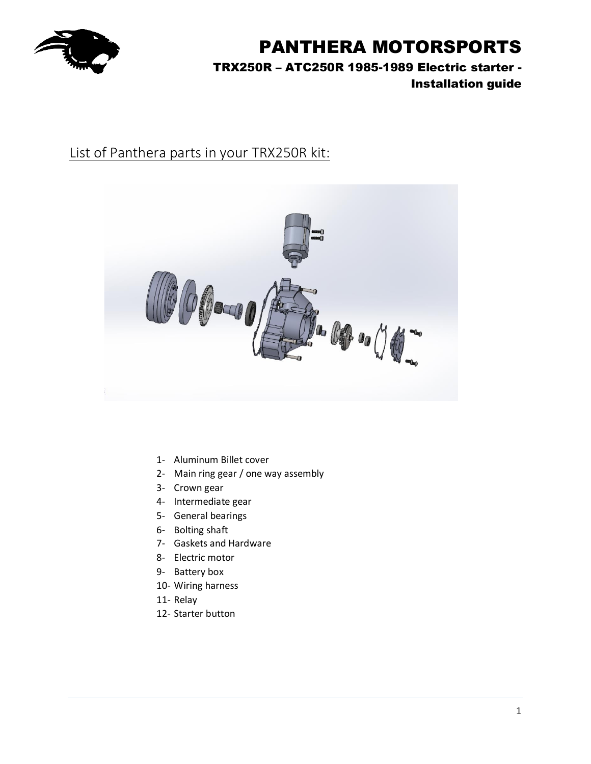# PANTHERA MOTORSPORTS

## TRX250R – ATC250R 1985-1989 Electric starter - Installation guide

## List of Panthera parts in your TRX250R kit:

1- Aluminum Billet cover
2- Main ring gear / one way assembly
3- Crown gear
4- Intermediate gear
5- General bearings
6- Bolting shaft
7- Gaskets and Hardware
8- Electric motor
9- Battery box
10- Wiring harness
11- Relay
12- Starter button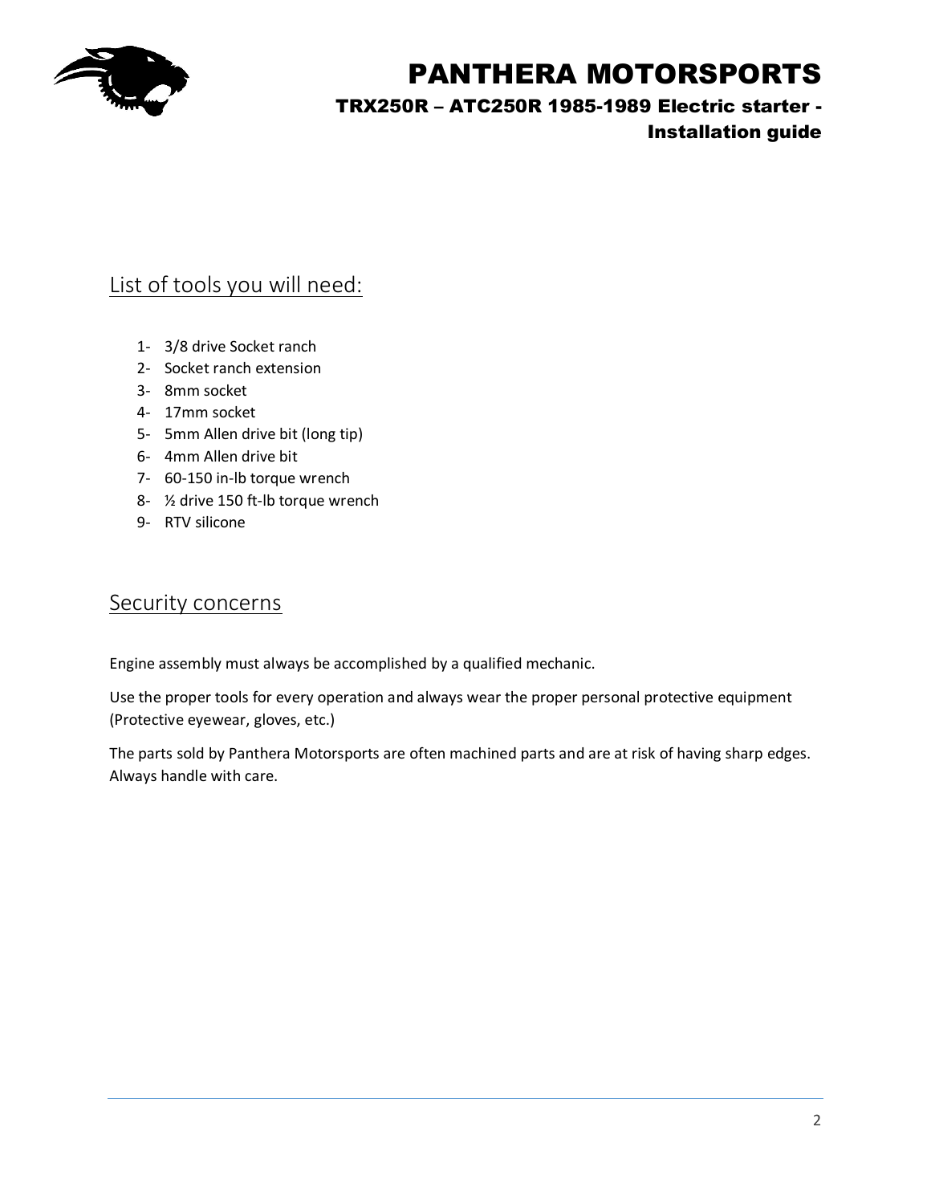## List of tools you will need:

1. 3/8 drive Socket ranch
2. Socket ranch extension
3. 8mm socket
4. 17mm socket
5. 5mm Allen drive bit (long tip)
6. 4mm Allen drive bit
7. 60-150 in-lb torque wrench
8. ½ drive 150 ft-lb torque wrench
9. RTV silicone

## Security concerns

Engine assembly must always be accomplished by a qualified mechanic.

Use the proper tools for every operation and always wear the proper personal protective equipment (Protective eyewear, gloves, etc.)

The parts sold by Panthera Motorsports are often machined parts and are at risk of having sharp edges. Always handle with care.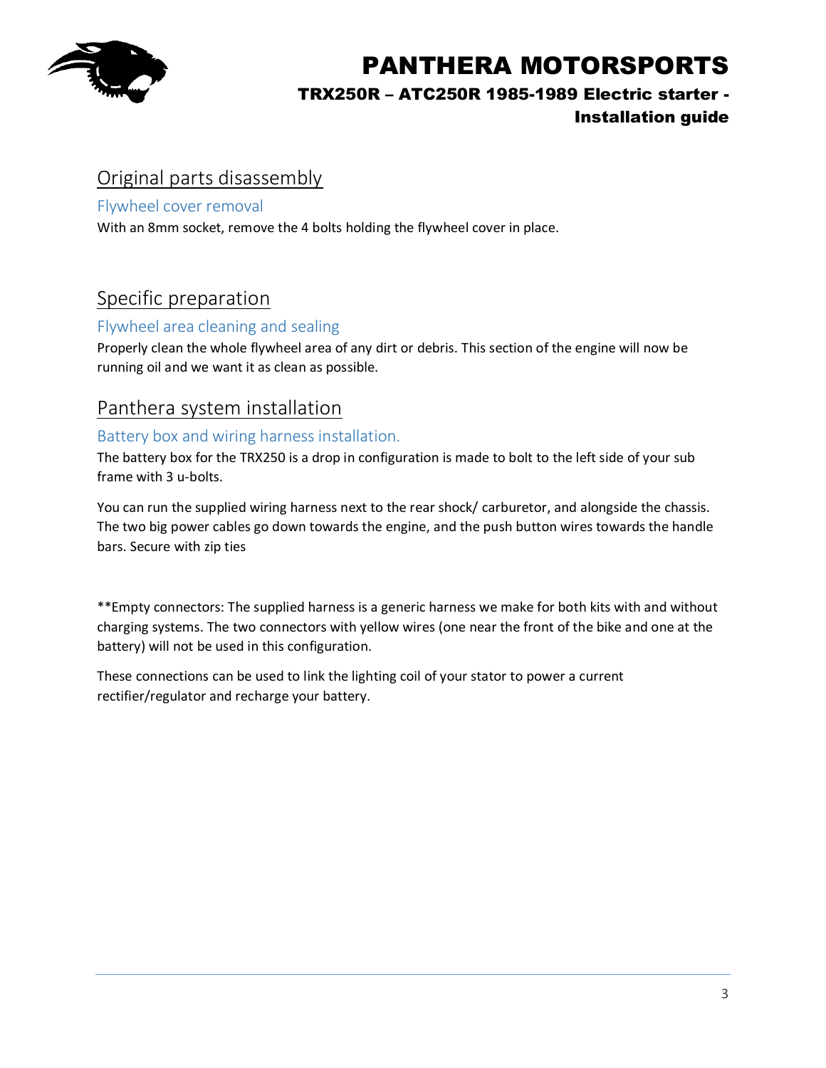## Original parts disassembly

### Flywheel cover removal

With an 8mm socket, remove the 4 bolts holding the flywheel cover in place.

## Specific preparation

### Flywheel area cleaning and sealing

Properly clean the whole flywheel area of any dirt or debris. This section of the engine will now be running oil and we want it as clean as possible.

## Panthera system installation

### Battery box and wiring harness installation.

The battery box for the TRX250 is a drop in configuration is made to bolt to the left side of your sub frame with 3 u-bolts.

You can run the supplied wiring harness next to the rear shock/ carburetor, and alongside the chassis. The two big power cables go down towards the engine, and the push button wires towards the handle bars. Secure with zip ties

**Empty connectors: The supplied harness is a generic harness we make for both kits with and without charging systems. The two connectors with yellow wires (one near the front of the bike and one at the battery) will not be used in this configuration.

These connections can be used to link the lighting coil of your stator to power a current rectifier/regulator and recharge your battery.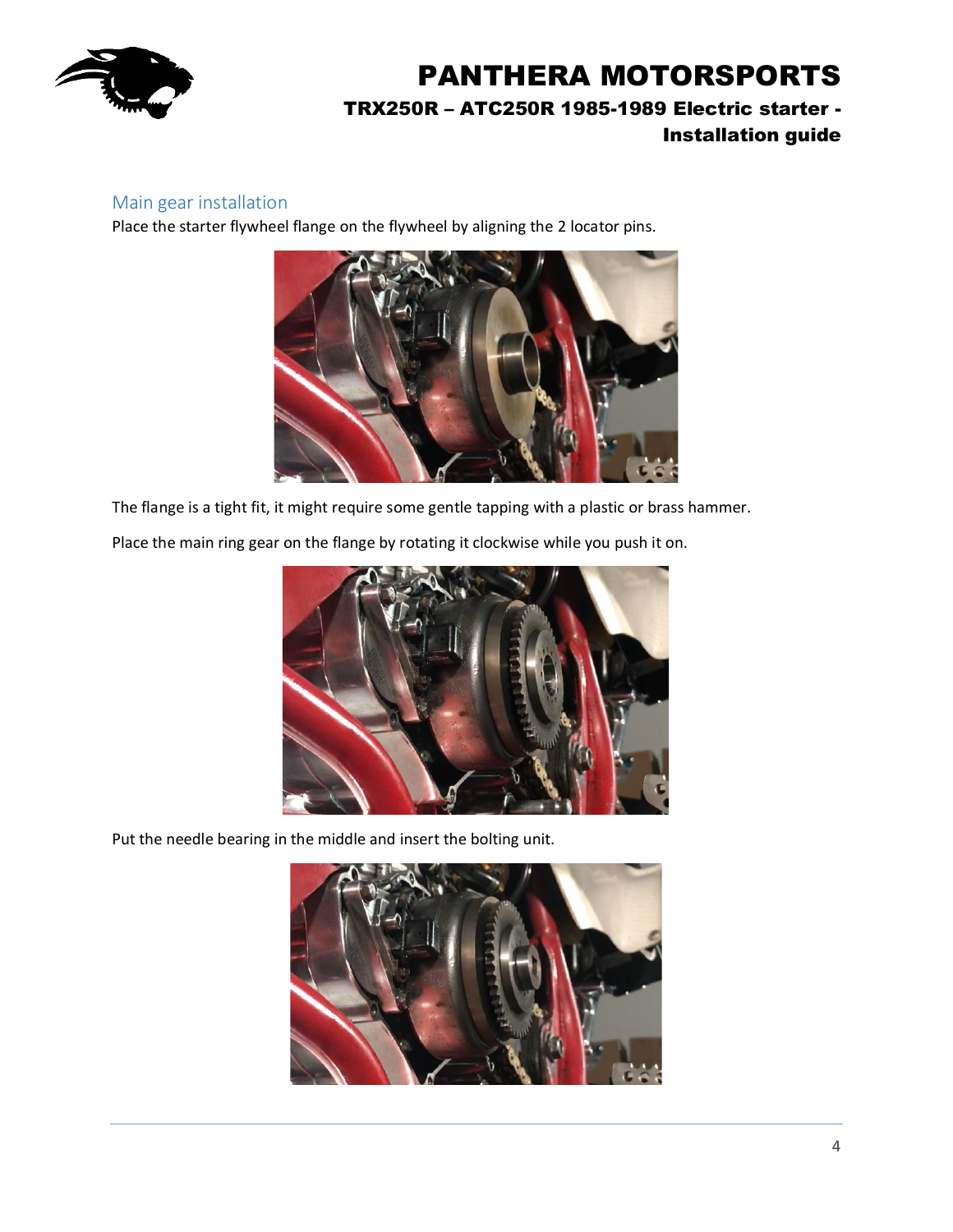## Main gear installation

Place the starter flywheel flange on the flywheel by aligning the 2 locator pins.

The flange is a tight fit, it might require some gentle tapping with a plastic or brass hammer.

Place the main ring gear on the flange by rotating it clockwise while you push it on.

Put the needle bearing in the middle and insert the bolting unit.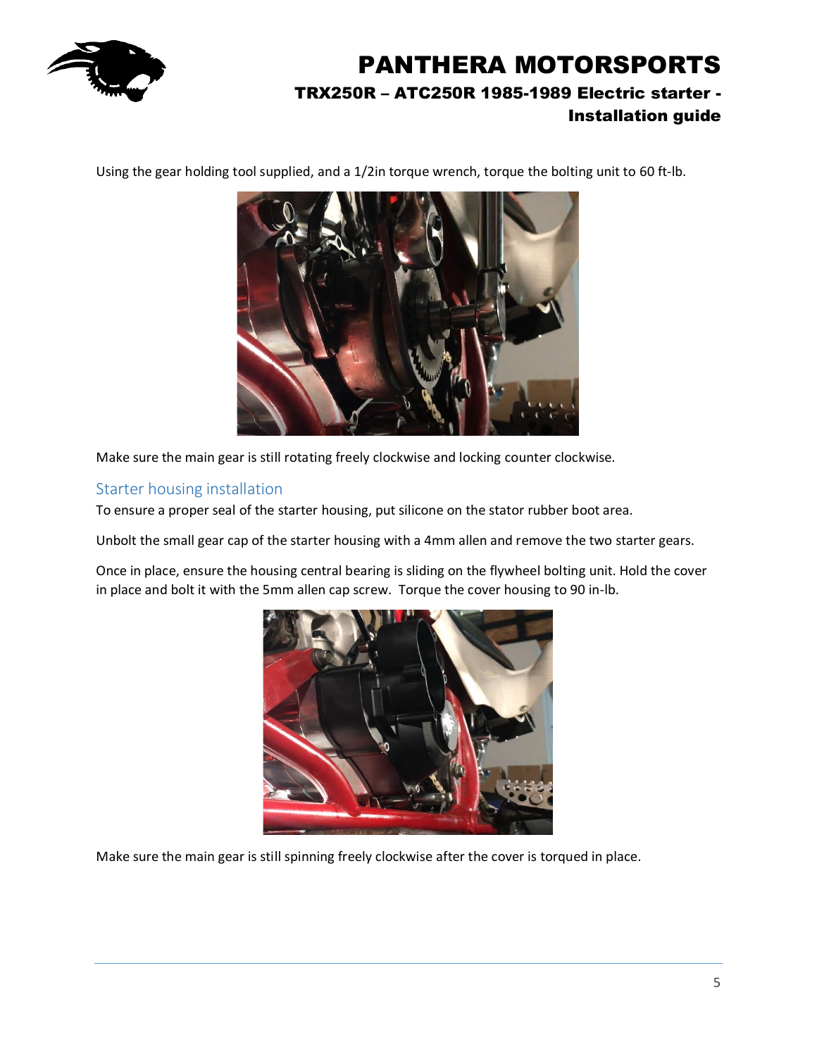Using the gear holding tool supplied, and a 1/2in torque wrench, torque the bolting unit to 60 ft-lb.

Make sure the main gear is still rotating freely clockwise and locking counter clockwise.

## Starter housing installation

To ensure a proper seal of the starter housing, put silicone on the stator rubber boot area.

Unbolt the small gear cap of the starter housing with a 4mm allen and remove the two starter gears.

Once in place, ensure the housing central bearing is sliding on the flywheel bolting unit. Hold the cover in place and bolt it with the 5mm allen cap screw. Torque the cover housing to 90 in-lb.

Make sure the main gear is still spinning freely clockwise after the cover is torqued in place.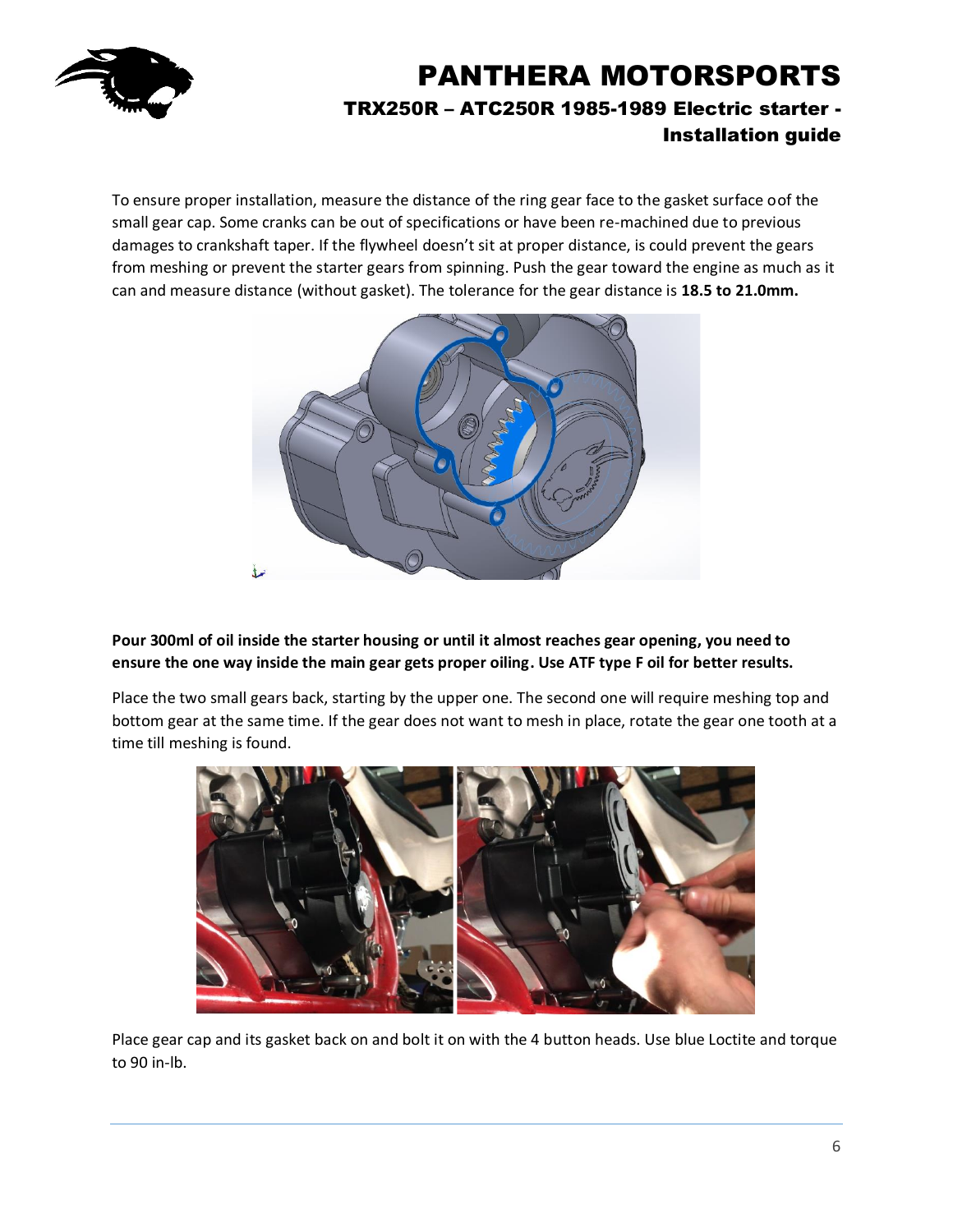To ensure proper installation, measure the distance of the ring gear face to the gasket surface oof the small gear cap. Some cranks can be out of specifications or have been re-machined due to previous damages to crankshaft taper. If the flywheel doesn't sit at proper distance, is could prevent the gears from meshing or prevent the starter gears from spinning. Push the gear toward the engine as much as it can and measure distance (without gasket). The tolerance for the gear distance is **18.5 to 21.0mm.**

**Pour 300ml of oil inside the starter housing or until it almost reaches gear opening, you need to ensure the one way inside the main gear gets proper oiling. Use ATF type F oil for better results.**

Place the two small gears back, starting by the upper one. The second one will require meshing top and bottom gear at the same time. If the gear does not want to mesh in place, rotate the gear one tooth at a time till meshing is found.

Place gear cap and its gasket back on and bolt it on with the 4 button heads. Use blue Loctite and torque to 90 in-lb.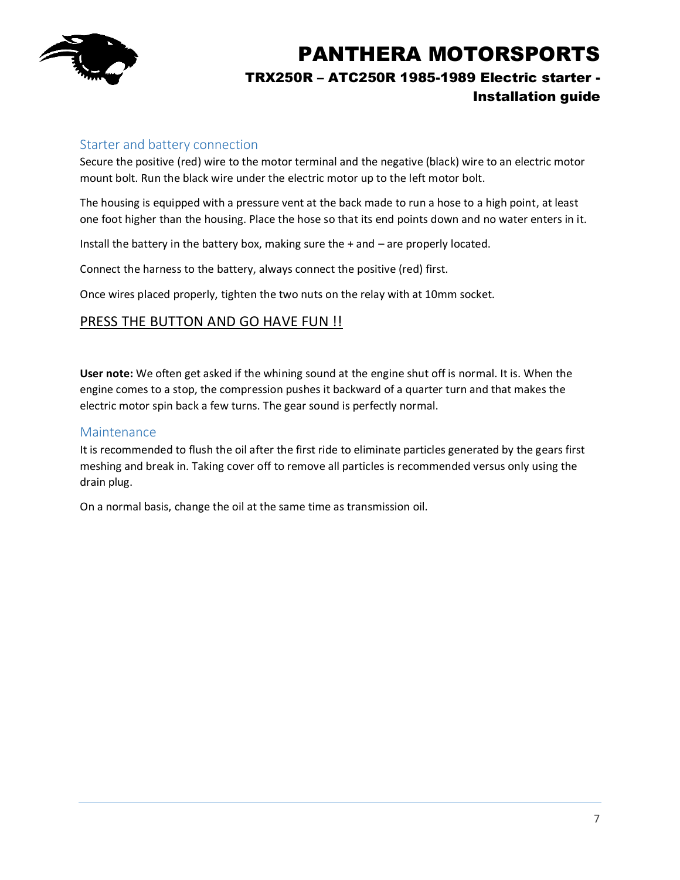## Starter and battery connection

Secure the positive (red) wire to the motor terminal and the negative (black) wire to an electric motor mount bolt. Run the black wire under the electric motor up to the left motor bolt.

The housing is equipped with a pressure vent at the back made to run a hose to a high point, at least one foot higher than the housing. Place the hose so that its end points down and no water enters in it.

Install the battery in the battery box, making sure the + and – are properly located.

Connect the harness to the battery, always connect the positive (red) first.

Once wires placed properly, tighten the two nuts on the relay with at 10mm socket.

<u>PRESS THE BUTTON AND GO HAVE FUN !!</u>

**User note:** We often get asked if the whining sound at the engine shut off is normal. It is. When the engine comes to a stop, the compression pushes it backward of a quarter turn and that makes the electric motor spin back a few turns. The gear sound is perfectly normal.

## Maintenance

It is recommended to flush the oil after the first ride to eliminate particles generated by the gears first meshing and break in. Taking cover off to remove all particles is recommended versus only using the drain plug.

On a normal basis, change the oil at the same time as transmission oil.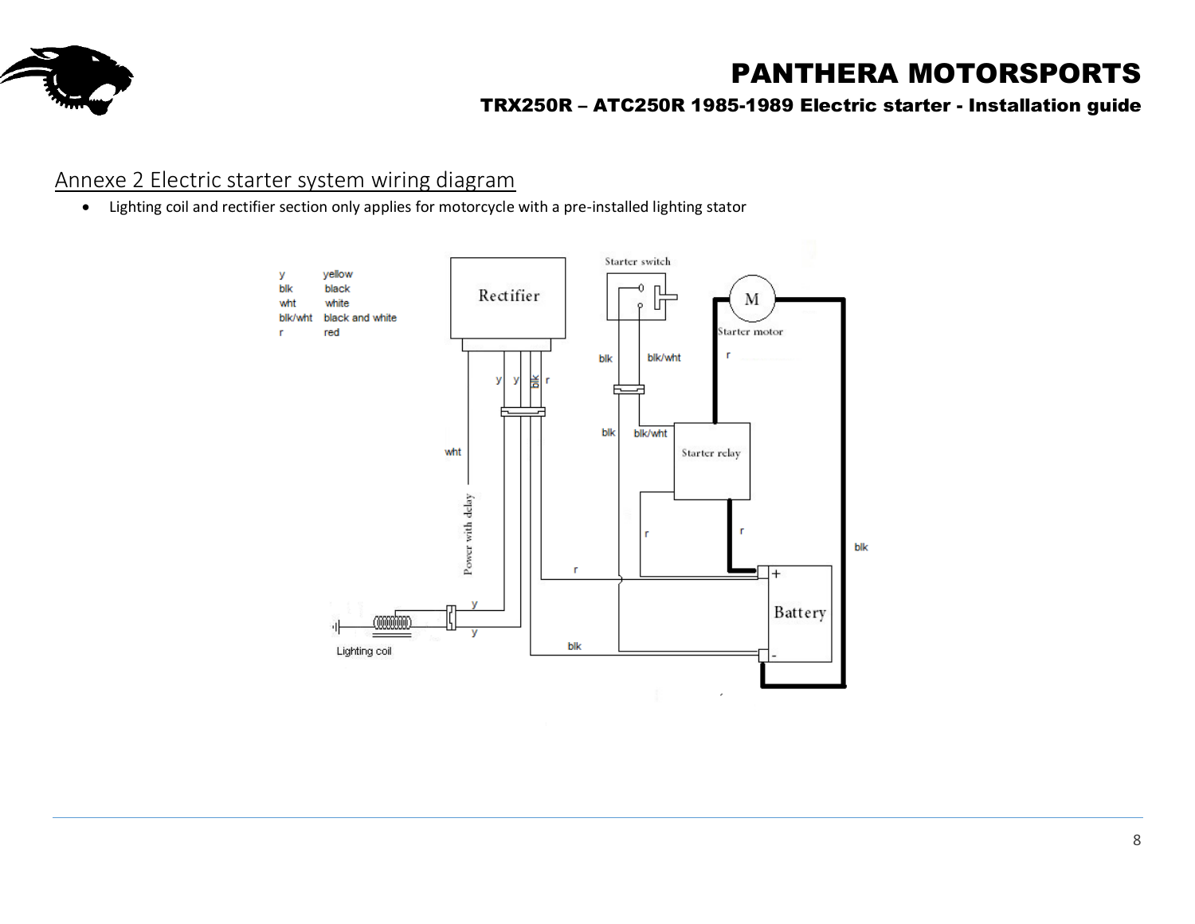## Annexe 2 Electric starter system wiring diagram

- Lighting coil and rectifier section only applies for motorcycle with a pre-installed lighting stator

| | |
|---|---|
| y | yellow |
| blk | black |
| wht | white |
| blk/wht | black and white |
| r | red |

Rectifier

Starter switch

Starter motor

Starter relay

Battery

Lighting coil

Power with delay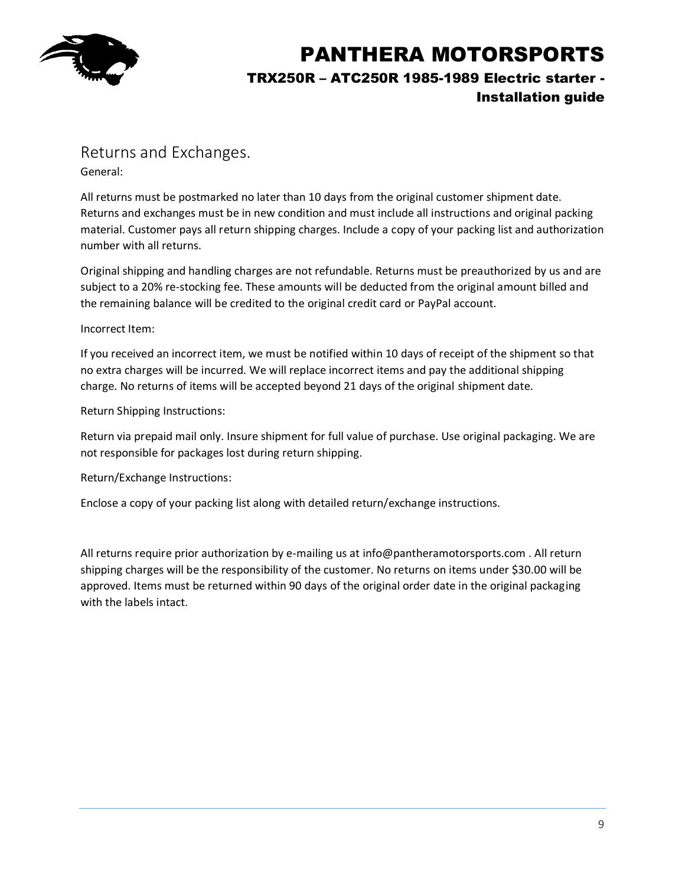## Returns and Exchanges.

General:

All returns must be postmarked no later than 10 days from the original customer shipment date. Returns and exchanges must be in new condition and must include all instructions and original packing material. Customer pays all return shipping charges. Include a copy of your packing list and authorization number with all returns.

Original shipping and handling charges are not refundable. Returns must be preauthorized by us and are subject to a 20% re-stocking fee. These amounts will be deducted from the original amount billed and the remaining balance will be credited to the original credit card or PayPal account.

Incorrect Item:

If you received an incorrect item, we must be notified within 10 days of receipt of the shipment so that no extra charges will be incurred. We will replace incorrect items and pay the additional shipping charge. No returns of items will be accepted beyond 21 days of the original shipment date.

Return Shipping Instructions:

Return via prepaid mail only. Insure shipment for full value of purchase. Use original packaging. We are not responsible for packages lost during return shipping.

Return/Exchange Instructions:

Enclose a copy of your packing list along with detailed return/exchange instructions.

All returns require prior authorization by e-mailing us at info@pantheramotorsports.com . All return shipping charges will be the responsibility of the customer. No returns on items under $30.00 will be approved. Items must be returned within 90 days of the original order date in the original packaging with the labels intact.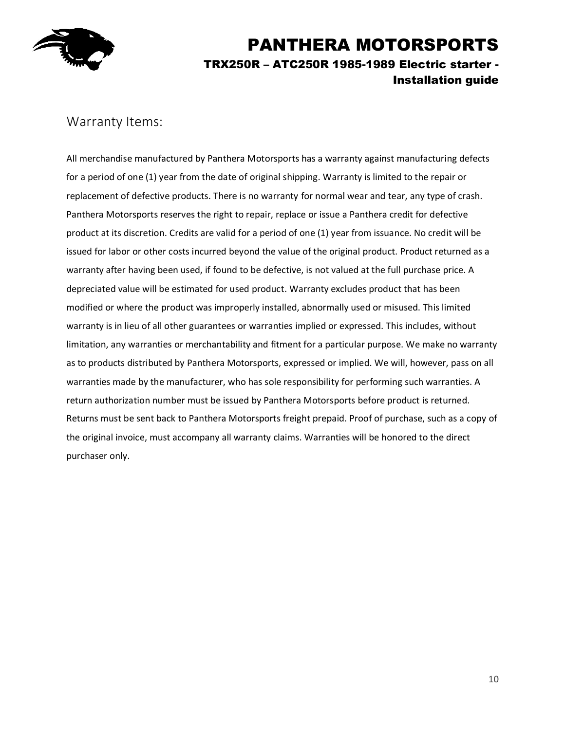## Warranty Items:

All merchandise manufactured by Panthera Motorsports has a warranty against manufacturing defects for a period of one (1) year from the date of original shipping. Warranty is limited to the repair or replacement of defective products. There is no warranty for normal wear and tear, any type of crash. Panthera Motorsports reserves the right to repair, replace or issue a Panthera credit for defective product at its discretion. Credits are valid for a period of one (1) year from issuance. No credit will be issued for labor or other costs incurred beyond the value of the original product. Product returned as a warranty after having been used, if found to be defective, is not valued at the full purchase price. A depreciated value will be estimated for used product. Warranty excludes product that has been modified or where the product was improperly installed, abnormally used or misused. This limited warranty is in lieu of all other guarantees or warranties implied or expressed. This includes, without limitation, any warranties or merchantability and fitment for a particular purpose. We make no warranty as to products distributed by Panthera Motorsports, expressed or implied. We will, however, pass on all warranties made by the manufacturer, who has sole responsibility for performing such warranties. A return authorization number must be issued by Panthera Motorsports before product is returned. Returns must be sent back to Panthera Motorsports freight prepaid. Proof of purchase, such as a copy of the original invoice, must accompany all warranty claims. Warranties will be honored to the direct purchaser only.